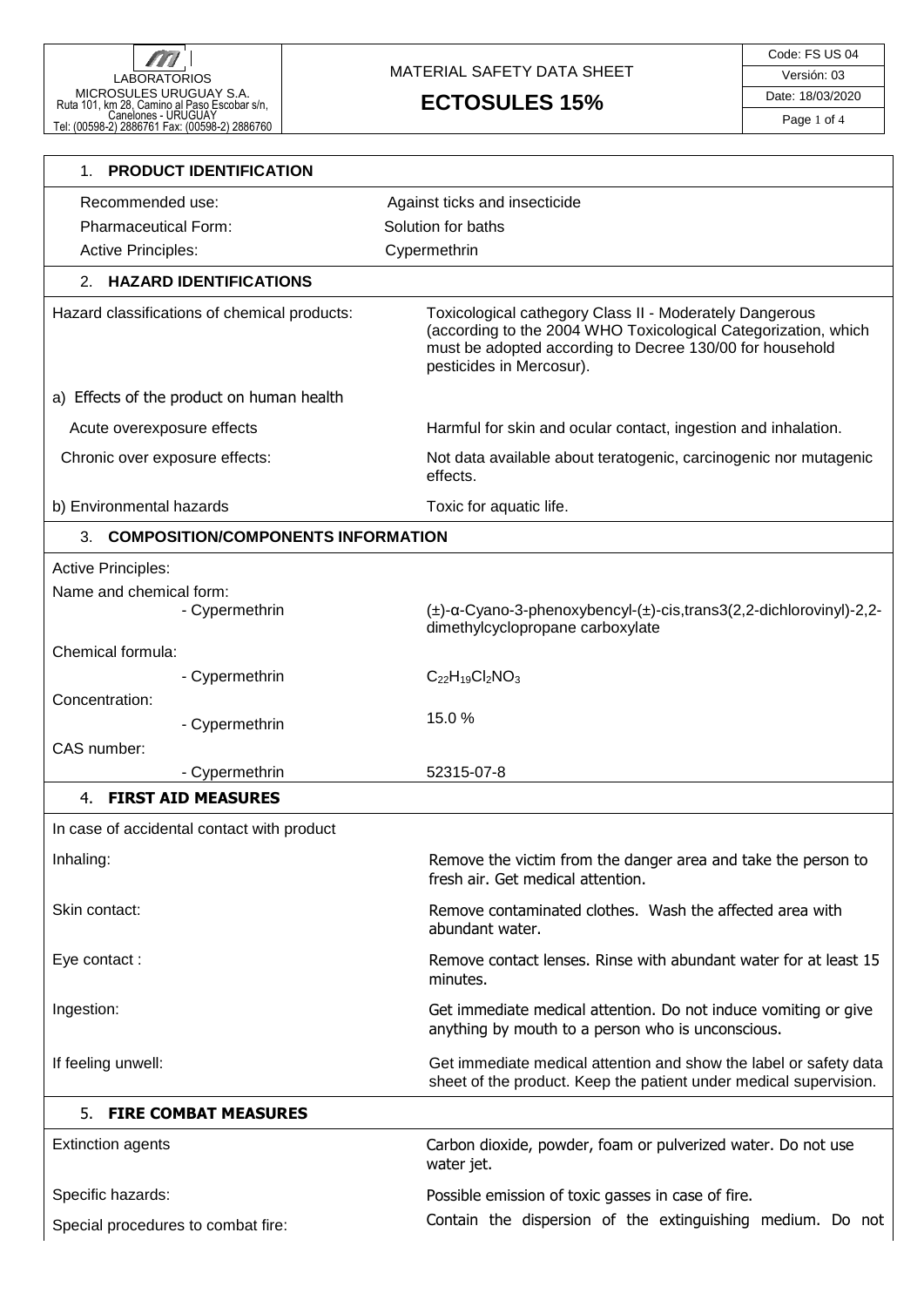LABORATORIOS MICROSULES URUGUAY S.A.
Ruta 101, km 28, Camino al Paso Escobar s/n, Canelones - URUGUAY
Tel: (00598-2) 2886761 Fax: (00598-2) 2886760

MATERIAL SAFETY DATA SHEET

# ECTOSULES 15%

Code: FS US 04
Versión: 03
Date: 18/03/2020

## 1. PRODUCT IDENTIFICATION

| | |
|---|---|
| Recommended use: | Against ticks and insecticide |
| Pharmaceutical Form: | Solution for baths |
| Active Principles: | Cypermethrin |

## 2. HAZARD IDENTIFICATIONS

| | |
|---|---|
| Hazard classifications of chemical products: | Toxicological cathegory Class II - Moderately Dangerous (according to the 2004 WHO Toxicological Categorization, which must be adopted according to Decree 130/00 for household pesticides in Mercosur). |
| a) Effects of the product on human health | |
| Acute overexposure effects | Harmful for skin and ocular contact, ingestion and inhalation. |
| Chronic over exposure effects: | Not data available about teratogenic, carcinogenic nor mutagenic effects. |
| b) Environmental hazards | Toxic for aquatic life. |

## 3. COMPOSITION/COMPONENTS INFORMATION

Active Principles:

| | |
|---|---|
| Name and chemical form: | |
| - Cypermethrin | (±)-α-Cyano-3-phenoxybencyl-(±)-cis,trans3(2,2-dichlorovinyl)-2,2-dimethylcyclopropane carboxylate |
| Chemical formula: | |
| - Cypermethrin | $C_{22}H_{19}Cl_2NO_3$ |
| Concentration: | |
| - Cypermethrin | 15.0 % |
| CAS number: | |
| - Cypermethrin | 52315-07-8 |

## 4. FIRST AID MEASURES

In case of accidental contact with product

| | |
|---|---|
| Inhaling: | Remove the victim from the danger area and take the person to fresh air. Get medical attention. |
| Skin contact: | Remove contaminated clothes. Wash the affected area with abundant water. |
| Eye contact : | Remove contact lenses. Rinse with abundant water for at least 15 minutes. |
| Ingestion: | Get immediate medical attention. Do not induce vomiting or give anything by mouth to a person who is unconscious. |
| If feeling unwell: | Get immediate medical attention and show the label or safety data sheet of the product. Keep the patient under medical supervision. |

## 5. FIRE COMBAT MEASURES

| | |
|---|---|
| Extinction agents | Carbon dioxide, powder, foam or pulverized water. Do not use water jet. |
| Specific hazards: | Possible emission of toxic gasses in case of fire. |
| Special procedures to combat fire: | Contain the dispersion of the extinguishing medium. Do not |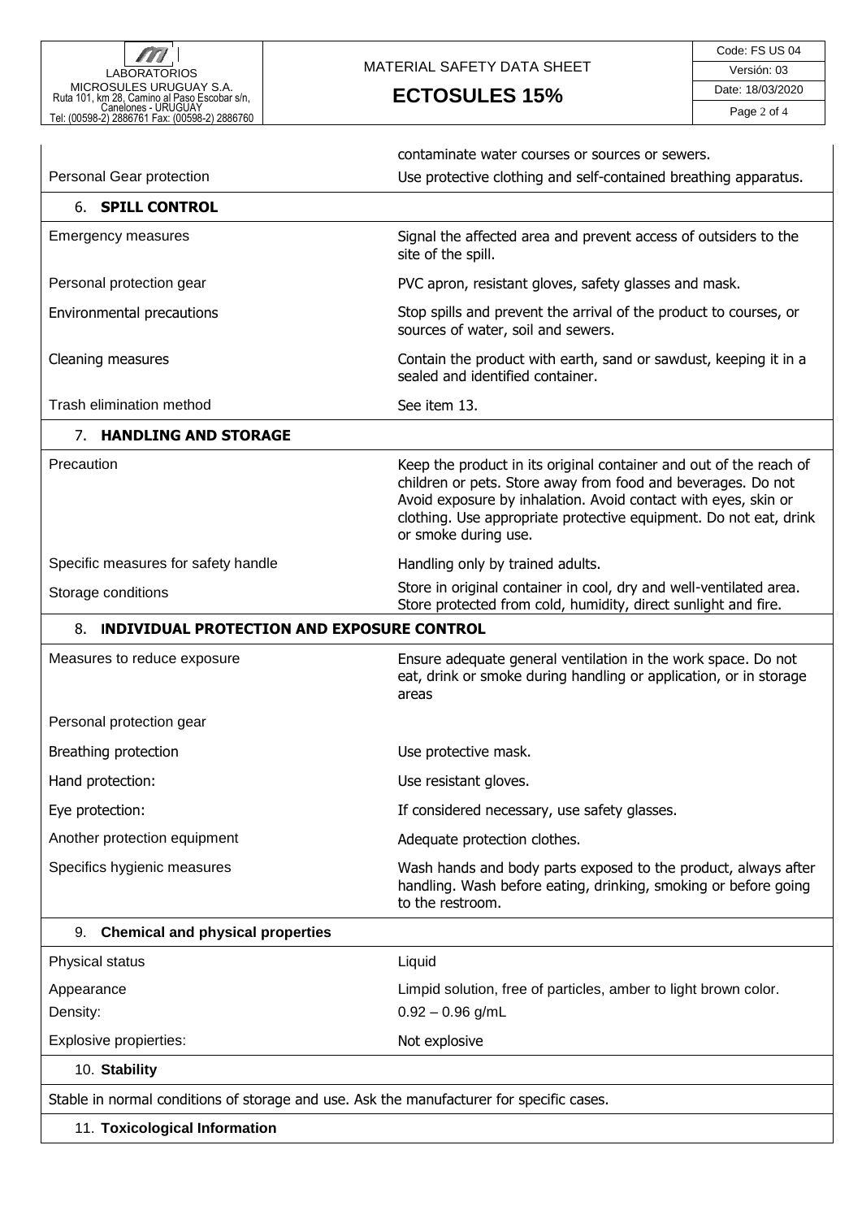| | |
|---|---|
| | contaminate water courses or sources or sewers. |
| Personal Gear protection | Use protective clothing and self-contained breathing apparatus. |

## 6. SPILL CONTROL

| | |
|---|---|
| Emergency measures | Signal the affected area and prevent access of outsiders to the site of the spill. |
| Personal protection gear | PVC apron, resistant gloves, safety glasses and mask. |
| Environmental precautions | Stop spills and prevent the arrival of the product to courses, or sources of water, soil and sewers. |
| Cleaning measures | Contain the product with earth, sand or sawdust, keeping it in a sealed and identified container. |
| Trash elimination method | See item 13. |

## 7. HANDLING AND STORAGE

| | |
|---|---|
| Precaution | Keep the product in its original container and out of the reach of children or pets. Store away from food and beverages. Do not Avoid exposure by inhalation. Avoid contact with eyes, skin or clothing. Use appropriate protective equipment. Do not eat, drink or smoke during use. |
| Specific measures for safety handle | Handling only by trained adults. |
| Storage conditions | Store in original container in cool, dry and well-ventilated area. Store protected from cold, humidity, direct sunlight and fire. |

## 8. INDIVIDUAL PROTECTION AND EXPOSURE CONTROL

| | |
|---|---|
| Measures to reduce exposure | Ensure adequate general ventilation in the work space. Do not eat, drink or smoke during handling or application, or in storage areas |
| Personal protection gear | |
| Breathing protection | Use protective mask. |
| Hand protection: | Use resistant gloves. |
| Eye protection: | If considered necessary, use safety glasses. |
| Another protection equipment | Adequate protection clothes. |
| Specifics hygienic measures | Wash hands and body parts exposed to the product, always after handling. Wash before eating, drinking, smoking or before going to the restroom. |

## 9. Chemical and physical properties

| | |
|---|---|
| Physical status | Liquid |
| Appearance | Limpid solution, free of particles, amber to light brown color. |
| Density: | 0.92 – 0.96 g/mL |
| Explosive propierties: | Not explosive |

## 10. Stability

Stable in normal conditions of storage and use. Ask the manufacturer for specific cases.

## 11. Toxicological Information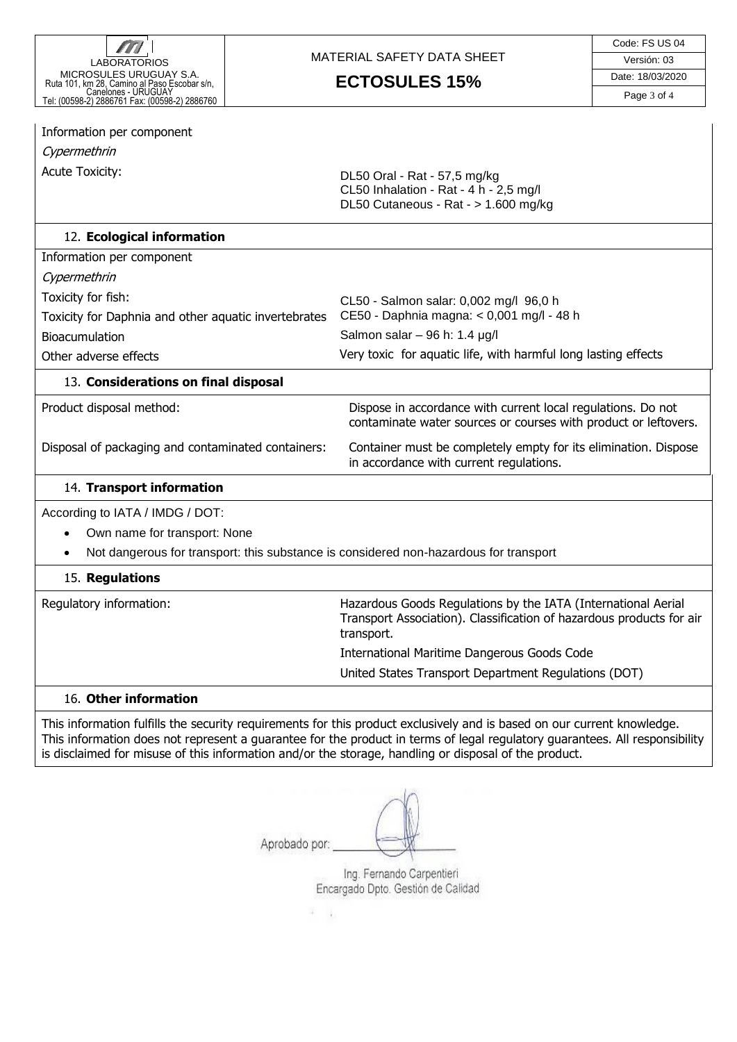Information per component

*Cypermethrin*

| | |
|---|---|
| Acute Toxicity: | DL50 Oral - Rat - 57,5 mg/kg<br>CL50 Inhalation - Rat - 4 h - 2,5 mg/l<br>DL50 Cutaneous - Rat - > 1.600 mg/kg |

## 12. **Ecological information**

Information per component

*Cypermethrin*

| | |
|---|---|
| Toxicity for fish: | CL50 - Salmon salar: 0,002 mg/l 96,0 h |
| Toxicity for Daphnia and other aquatic invertebrates | CE50 - Daphnia magna: < 0,001 mg/l - 48 h |
| Bioacumulation | Salmon salar – 96 h: 1.4 µg/l |
| Other adverse effects | Very toxic for aquatic life, with harmful long lasting effects |

## 13. **Considerations on final disposal**

| | |
|---|---|
| Product disposal method: | Dispose in accordance with current local regulations. Do not contaminate water sources or courses with product or leftovers. |
| Disposal of packaging and contaminated containers: | Container must be completely empty for its elimination. Dispose in accordance with current regulations. |

## 14. **Transport information**

According to IATA / IMDG / DOT:

- Own name for transport: None
- Not dangerous for transport: this substance is considered non-hazardous for transport

## 15. **Regulations**

| | |
|---|---|
| Regulatory information: | Hazardous Goods Regulations by the IATA (International Aerial Transport Association). Classification of hazardous products for air transport. |
| | International Maritime Dangerous Goods Code |
| | United States Transport Department Regulations (DOT) |

## 16. **Other information**

This information fulfills the security requirements for this product exclusively and is based on our current knowledge. This information does not represent a guarantee for the product in terms of legal regulatory guarantees. All responsibility is disclaimed for misuse of this information and/or the storage, handling or disposal of the product.

Aprobado por:

Ing. Fernando Carpentieri
Encargado Dpto. Gestión de Calidad